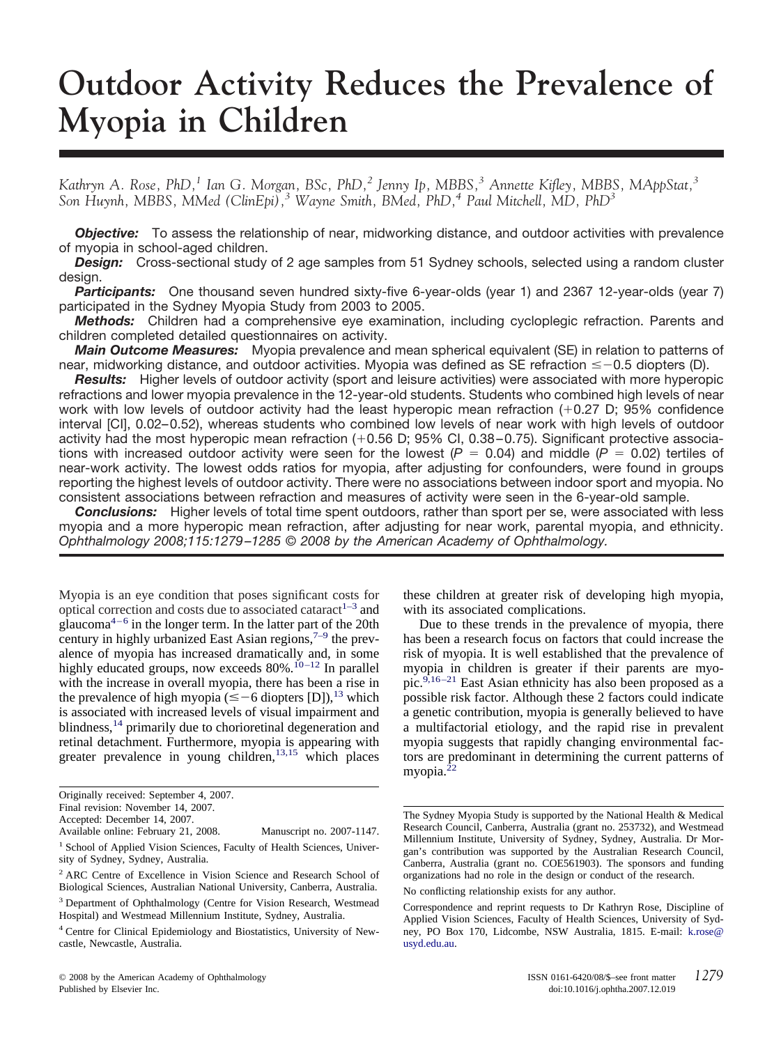# Outdoor Activity Reduces the Prevalence of Myopia in Children

*Kathryn A. Rose, PhD,[1] Ian G. Morgan, BSc, PhD,[2] Jenny Ip, MBBS,[3] Annette Kifley, MBBS, MAppStat,[3] Son Huynh, MBBS, MMed (ClinEpi),[3] Wayne Smith, BMed, PhD,[4] Paul Mitchell, MD, PhD[3]*

***Objective:*** To assess the relationship of near, midworking distance, and outdoor activities with prevalence of myopia in school-aged children.

***Design:*** Cross-sectional study of 2 age samples from 51 Sydney schools, selected using a random cluster design.

***Participants:*** One thousand seven hundred sixty-five 6-year-olds (year 1) and 2367 12-year-olds (year 7) participated in the Sydney Myopia Study from 2003 to 2005.

***Methods:*** Children had a comprehensive eye examination, including cycloplegic refraction. Parents and children completed detailed questionnaires on activity.

***Main Outcome Measures:*** Myopia prevalence and mean spherical equivalent (SE) in relation to patterns of near, midworking distance, and outdoor activities. Myopia was defined as SE refraction $\leq -0.5$ diopters (D).

***Results:*** Higher levels of outdoor activity (sport and leisure activities) were associated with more hyperopic refractions and lower myopia prevalence in the 12-year-old students. Students who combined high levels of near work with low levels of outdoor activity had the least hyperopic mean refraction (+0.27 D; 95% confidence interval [CI], 0.02–0.52), whereas students who combined low levels of near work with high levels of outdoor activity had the most hyperopic mean refraction (+0.56 D; 95% CI, 0.38–0.75). Significant protective associations with increased outdoor activity were seen for the lowest ($P = 0.04$) and middle ($P = 0.02$) tertiles of near-work activity. The lowest odds ratios for myopia, after adjusting for confounders, were found in groups reporting the highest levels of outdoor activity. There were no associations between indoor sport and myopia. No consistent associations between refraction and measures of activity were seen in the 6-year-old sample.

***Conclusions:*** Higher levels of total time spent outdoors, rather than sport per se, were associated with less myopia and a more hyperopic mean refraction, after adjusting for near work, parental myopia, and ethnicity. *Ophthalmology 2008;115:1279–1285 © 2008 by the American Academy of Ophthalmology.*

Myopia is an eye condition that poses significant costs for optical correction and costs due to associated cataract[1–3] and glaucoma[4–6] in the longer term. In the latter part of the 20th century in highly urbanized East Asian regions,[7–9] the prevalence of myopia has increased dramatically and, in some highly educated groups, now exceeds 80%.[10–12] In parallel with the increase in overall myopia, there has been a rise in the prevalence of high myopia ($\leq -6$ diopters [D]),[13] which is associated with increased levels of visual impairment and blindness,[14] primarily due to chorioretinal degeneration and retinal detachment. Furthermore, myopia is appearing with greater prevalence in young children,[13,15] which places these children at greater risk of developing high myopia, with its associated complications.

Due to these trends in the prevalence of myopia, there has been a research focus on factors that could increase the risk of myopia. It is well established that the prevalence of myopia in children is greater if their parents are myopic.[9,16–21] East Asian ethnicity has also been proposed as a possible risk factor. Although these 2 factors could indicate a genetic contribution, myopia is generally believed to have a multifactorial etiology, and the rapid rise in prevalent myopia suggests that rapidly changing environmental factors are predominant in determining the current patterns of myopia.[22]

Originally received: September 4, 2007.
Final revision: November 14, 2007.
Accepted: December 14, 2007.
Available online: February 21, 2008. Manuscript no. 2007-1147.

[1] School of Applied Vision Sciences, Faculty of Health Sciences, University of Sydney, Sydney, Australia.

[2] ARC Centre of Excellence in Vision Science and Research School of Biological Sciences, Australian National University, Canberra, Australia.

[3] Department of Ophthalmology (Centre for Vision Research, Westmead Hospital) and Westmead Millennium Institute, Sydney, Australia.

[4] Centre for Clinical Epidemiology and Biostatistics, University of Newcastle, Newcastle, Australia.

The Sydney Myopia Study is supported by the National Health & Medical Research Council, Canberra, Australia (grant no. 253732), and Westmead Millennium Institute, University of Sydney, Sydney, Australia. Dr Morgan's contribution was supported by the Australian Research Council, Canberra, Australia (grant no. COE561903). The sponsors and funding organizations had no role in the design or conduct of the research.

No conflicting relationship exists for any author.

Correspondence and reprint requests to Dr Kathryn Rose, Discipline of Applied Vision Sciences, Faculty of Health Sciences, University of Sydney, PO Box 170, Lidcombe, NSW Australia, 1815. E-mail: k.rose@usyd.edu.au.

© 2008 by the American Academy of Ophthalmology
Published by Elsevier Inc.

ISSN 0161-6420/08/$–see front matter
doi:10.1016/j.ophtha.2007.12.019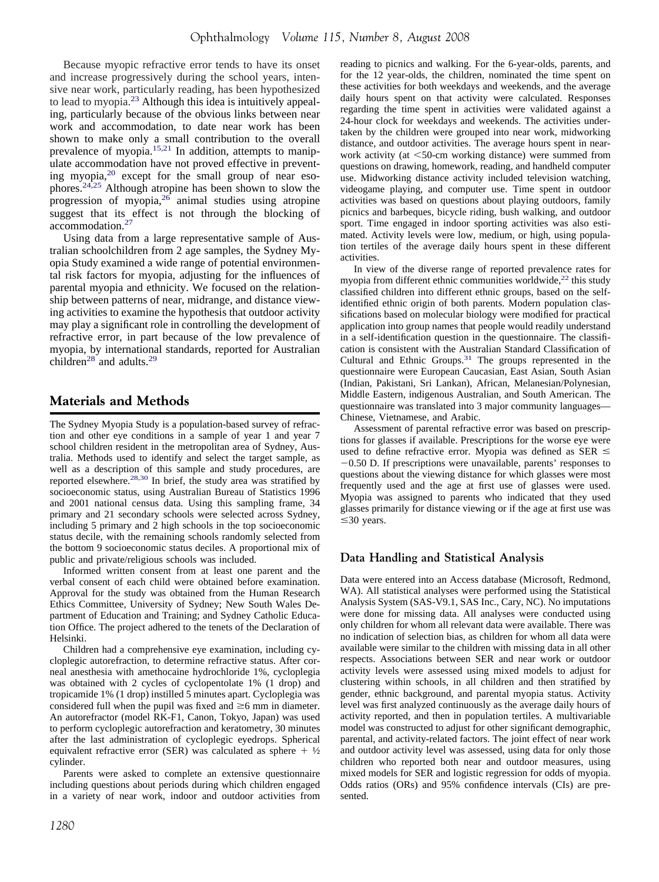Because myopic refractive error tends to have its onset and increase progressively during the school years, intensive near work, particularly reading, has been hypothesized to lead to myopia.[23] Although this idea is intuitively appealing, particularly because of the obvious links between near work and accommodation, to date near work has been shown to make only a small contribution to the overall prevalence of myopia.[15,21] In addition, attempts to manipulate accommodation have not proved effective in preventing myopia,[20] except for the small group of near esophores.[24,25] Although atropine has been shown to slow the progression of myopia,[26] animal studies using atropine suggest that its effect is not through the blocking of accommodation.[27]

Using data from a large representative sample of Australian schoolchildren from 2 age samples, the Sydney Myopia Study examined a wide range of potential environmental risk factors for myopia, adjusting for the influences of parental myopia and ethnicity. We focused on the relationship between patterns of near, midrange, and distance viewing activities to examine the hypothesis that outdoor activity may play a significant role in controlling the development of refractive error, in part because of the low prevalence of myopia, by international standards, reported for Australian children[28] and adults.[29]

## Materials and Methods

The Sydney Myopia Study is a population-based survey of refraction and other eye conditions in a sample of year 1 and year 7 school children resident in the metropolitan area of Sydney, Australia. Methods used to identify and select the target sample, as well as a description of this sample and study procedures, are reported elsewhere.[28,30] In brief, the study area was stratified by socioeconomic status, using Australian Bureau of Statistics 1996 and 2001 national census data. Using this sampling frame, 34 primary and 21 secondary schools were selected across Sydney, including 5 primary and 2 high schools in the top socioeconomic status decile, with the remaining schools randomly selected from the bottom 9 socioeconomic status deciles. A proportional mix of public and private/religious schools was included.

Informed written consent from at least one parent and the verbal consent of each child were obtained before examination. Approval for the study was obtained from the Human Research Ethics Committee, University of Sydney; New South Wales Department of Education and Training; and Sydney Catholic Education Office. The project adhered to the tenets of the Declaration of Helsinki.

Children had a comprehensive eye examination, including cycloplegic autorefraction, to determine refractive status. After corneal anesthesia with amethocaine hydrochloride 1%, cycloplegia was obtained with 2 cycles of cyclopentolate 1% (1 drop) and tropicamide 1% (1 drop) instilled 5 minutes apart. Cycloplegia was considered full when the pupil was fixed and $\geq$6 mm in diameter. An autorefractor (model RK-F1, Canon, Tokyo, Japan) was used to perform cycloplegic autorefraction and keratometry, 30 minutes after the last administration of cycloplegic eyedrops. Spherical equivalent refractive error (SER) was calculated as sphere + ½ cylinder.

Parents were asked to complete an extensive questionnaire including questions about periods during which children engaged in a variety of near work, indoor and outdoor activities from reading to picnics and walking. For the 6-year-olds, parents, and for the 12 year-olds, the children, nominated the time spent on these activities for both weekdays and weekends, and the average daily hours spent on that activity were calculated. Responses regarding the time spent in activities were validated against a 24-hour clock for weekdays and weekends. The activities undertaken by the children were grouped into near work, midworking distance, and outdoor activities. The average hours spent in near-work activity (at $<$50-cm working distance) were summed from questions on drawing, homework, reading, and handheld computer use. Midworking distance activity included television watching, videogame playing, and computer use. Time spent in outdoor activities was based on questions about playing outdoors, family picnics and barbeques, bicycle riding, bush walking, and outdoor sport. Time engaged in indoor sporting activities was also estimated. Activity levels were low, medium, or high, using population tertiles of the average daily hours spent in these different activities.

In view of the diverse range of reported prevalence rates for myopia from different ethnic communities worldwide,[22] this study classified children into different ethnic groups, based on the self-identified ethnic origin of both parents. Modern population classifications based on molecular biology were modified for practical application into group names that people would readily understand in a self-identification question in the questionnaire. The classification is consistent with the Australian Standard Classification of Cultural and Ethnic Groups.[31] The groups represented in the questionnaire were European Caucasian, East Asian, South Asian (Indian, Pakistani, Sri Lankan), African, Melanesian/Polynesian, Middle Eastern, indigenous Australian, and South American. The questionnaire was translated into 3 major community languages—Chinese, Vietnamese, and Arabic.

Assessment of parental refractive error was based on prescriptions for glasses if available. Prescriptions for the worse eye were used to define refractive error. Myopia was defined as SER $\leq$ $-0.50$ D. If prescriptions were unavailable, parents' responses to questions about the viewing distance for which glasses were most frequently used and the age at first use of glasses were used. Myopia was assigned to parents who indicated that they used glasses primarily for distance viewing or if the age at first use was $\leq$30 years.

### Data Handling and Statistical Analysis

Data were entered into an Access database (Microsoft, Redmond, WA). All statistical analyses were performed using the Statistical Analysis System (SAS-V9.1, SAS Inc., Cary, NC). No imputations were done for missing data. All analyses were conducted using only children for whom all relevant data were available. There was no indication of selection bias, as children for whom all data were available were similar to the children with missing data in all other respects. Associations between SER and near work or outdoor activity levels were assessed using mixed models to adjust for clustering within schools, in all children and then stratified by gender, ethnic background, and parental myopia status. Activity level was first analyzed continuously as the average daily hours of activity reported, and then in population tertiles. A multivariable model was constructed to adjust for other significant demographic, parental, and activity-related factors. The joint effect of near work and outdoor activity level was assessed, using data for only those children who reported both near and outdoor measures, using mixed models for SER and logistic regression for odds of myopia. Odds ratios (ORs) and 95% confidence intervals (CIs) are presented.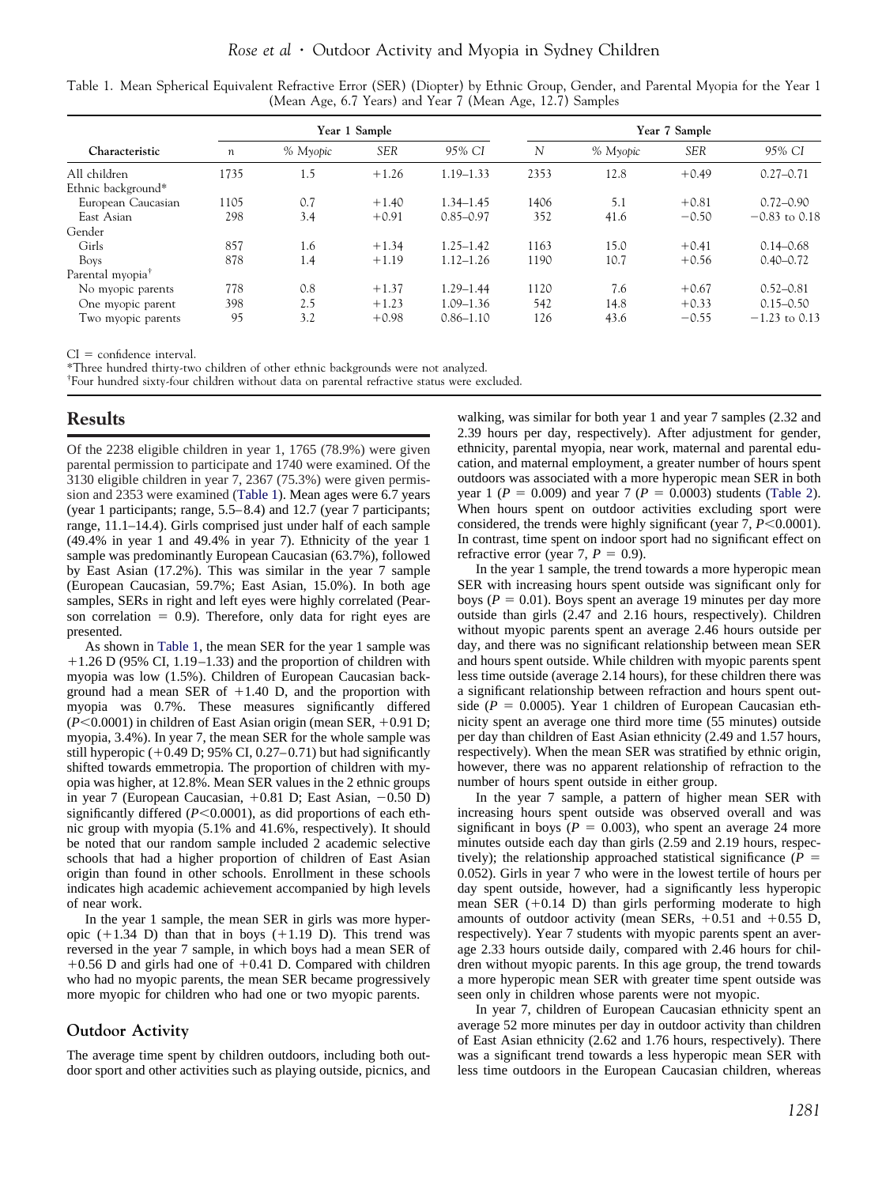Table 1. Mean Spherical Equivalent Refractive Error (SER) (Diopter) by Ethnic Group, Gender, and Parental Myopia for the Year 1 (Mean Age, 6.7 Years) and Year 7 (Mean Age, 12.7) Samples

| Characteristic | Year 1 Sample | | | | Year 7 Sample | | | |
|---|---|---|---|---|---|---|---|---|
| | *n* | *% Myopic* | *SER* | *95% CI* | *N* | *% Myopic* | *SER* | *95% CI* |
| All children | 1735 | 1.5 | +1.26 | 1.19–1.33 | 2353 | 12.8 | +0.49 | 0.27–0.71 |
| Ethnic background* | | | | | | | | |
| European Caucasian | 1105 | 0.7 | +1.40 | 1.34–1.45 | 1406 | 5.1 | +0.81 | 0.72–0.90 |
| East Asian | 298 | 3.4 | +0.91 | 0.85–0.97 | 352 | 41.6 | −0.50 | −0.83 to 0.18 |
| Gender | | | | | | | | |
| Girls | 857 | 1.6 | +1.34 | 1.25–1.42 | 1163 | 15.0 | +0.41 | 0.14–0.68 |
| Boys | 878 | 1.4 | +1.19 | 1.12–1.26 | 1190 | 10.7 | +0.56 | 0.40–0.72 |
| Parental myopia† | | | | | | | | |
| No myopic parents | 778 | 0.8 | +1.37 | 1.29–1.44 | 1120 | 7.6 | +0.67 | 0.52–0.81 |
| One myopic parent | 398 | 2.5 | +1.23 | 1.09–1.36 | 542 | 14.8 | +0.33 | 0.15–0.50 |
| Two myopic parents | 95 | 3.2 | +0.98 | 0.86–1.10 | 126 | 43.6 | −0.55 | −1.23 to 0.13 |

CI = confidence interval.
*Three hundred thirty-two children of other ethnic backgrounds were not analyzed.
†Four hundred sixty-four children without data on parental refractive status were excluded.

## Results

Of the 2238 eligible children in year 1, 1765 (78.9%) were given parental permission to participate and 1740 were examined. Of the 3130 eligible children in year 7, 2367 (75.3%) were given permission and 2353 were examined (Table 1). Mean ages were 6.7 years (year 1 participants; range, 5.5–8.4) and 12.7 (year 7 participants; range, 11.1–14.4). Girls comprised just under half of each sample (49.4% in year 1 and 49.4% in year 7). Ethnicity of the year 1 sample was predominantly European Caucasian (63.7%), followed by East Asian (17.2%). This was similar in the year 7 sample (European Caucasian, 59.7%; East Asian, 15.0%). In both age samples, SERs in right and left eyes were highly correlated (Pearson correlation = 0.9). Therefore, only data for right eyes are presented.

As shown in Table 1, the mean SER for the year 1 sample was +1.26 D (95% CI, 1.19–1.33) and the proportion of children with myopia was low (1.5%). Children of European Caucasian background had a mean SER of +1.40 D, and the proportion with myopia was 0.7%. These measures significantly differed ($P<0.0001$) in children of East Asian origin (mean SER, +0.91 D; myopia, 3.4%). In year 7, the mean SER for the whole sample was still hyperopic (+0.49 D; 95% CI, 0.27–0.71) but had significantly shifted towards emmetropia. The proportion of children with myopia was higher, at 12.8%. Mean SER values in the 2 ethnic groups in year 7 (European Caucasian, +0.81 D; East Asian, −0.50 D) significantly differed ($P<0.0001$), as did proportions of each ethnic group with myopia (5.1% and 41.6%, respectively). It should be noted that our random sample included 2 academic selective schools that had a higher proportion of children of East Asian origin than found in other schools. Enrollment in these schools indicates high academic achievement accompanied by high levels of near work.

In the year 1 sample, the mean SER in girls was more hyperopic (+1.34 D) than that in boys (+1.19 D). This trend was reversed in the year 7 sample, in which boys had a mean SER of +0.56 D and girls had one of +0.41 D. Compared with children who had no myopic parents, the mean SER became progressively more myopic for children who had one or two myopic parents.

### Outdoor Activity

The average time spent by children outdoors, including both outdoor sport and other activities such as playing outside, picnics, and walking, was similar for both year 1 and year 7 samples (2.32 and 2.39 hours per day, respectively). After adjustment for gender, ethnicity, parental myopia, near work, maternal and parental education, and maternal employment, a greater number of hours spent outdoors was associated with a more hyperopic mean SER in both year 1 ($P = 0.009$) and year 7 ($P = 0.0003$) students (Table 2). When hours spent on outdoor activities excluding sport were considered, the trends were highly significant (year 7, $P<0.0001$). In contrast, time spent on indoor sport had no significant effect on refractive error (year 7, $P = 0.9$).

In the year 1 sample, the trend towards a more hyperopic mean SER with increasing hours spent outside was significant only for boys ($P = 0.01$). Boys spent an average 19 minutes per day more outside than girls (2.47 and 2.16 hours, respectively). Children without myopic parents spent an average 2.46 hours outside per day, and there was no significant relationship between mean SER and hours spent outside. While children with myopic parents spent less time outside (average 2.14 hours), for these children there was a significant relationship between refraction and hours spent outside ($P = 0.0005$). Year 1 children of European Caucasian ethnicity spent an average one third more time (55 minutes) outside per day than children of East Asian ethnicity (2.49 and 1.57 hours, respectively). When the mean SER was stratified by ethnic origin, however, there was no apparent relationship of refraction to the number of hours spent outside in either group.

In the year 7 sample, a pattern of higher mean SER with increasing hours spent outside was observed overall and was significant in boys ($P = 0.003$), who spent an average 24 more minutes outside each day than girls (2.59 and 2.19 hours, respectively); the relationship approached statistical significance ($P = 0.052$). Girls in year 7 who were in the lowest tertile of hours per day spent outside, however, had a significantly less hyperopic mean SER (+0.14 D) than girls performing moderate to high amounts of outdoor activity (mean SERs, +0.51 and +0.55 D, respectively). Year 7 students with myopic parents spent an average 2.33 hours outside daily, compared with 2.46 hours for children without myopic parents. In this age group, the trend towards a more hyperopic mean SER with greater time spent outside was seen only in children whose parents were not myopic.

In year 7, children of European Caucasian ethnicity spent an average 52 more minutes per day in outdoor activity than children of East Asian ethnicity (2.62 and 1.76 hours, respectively). There was a significant trend towards a less hyperopic mean SER with less time outdoors in the European Caucasian children, whereas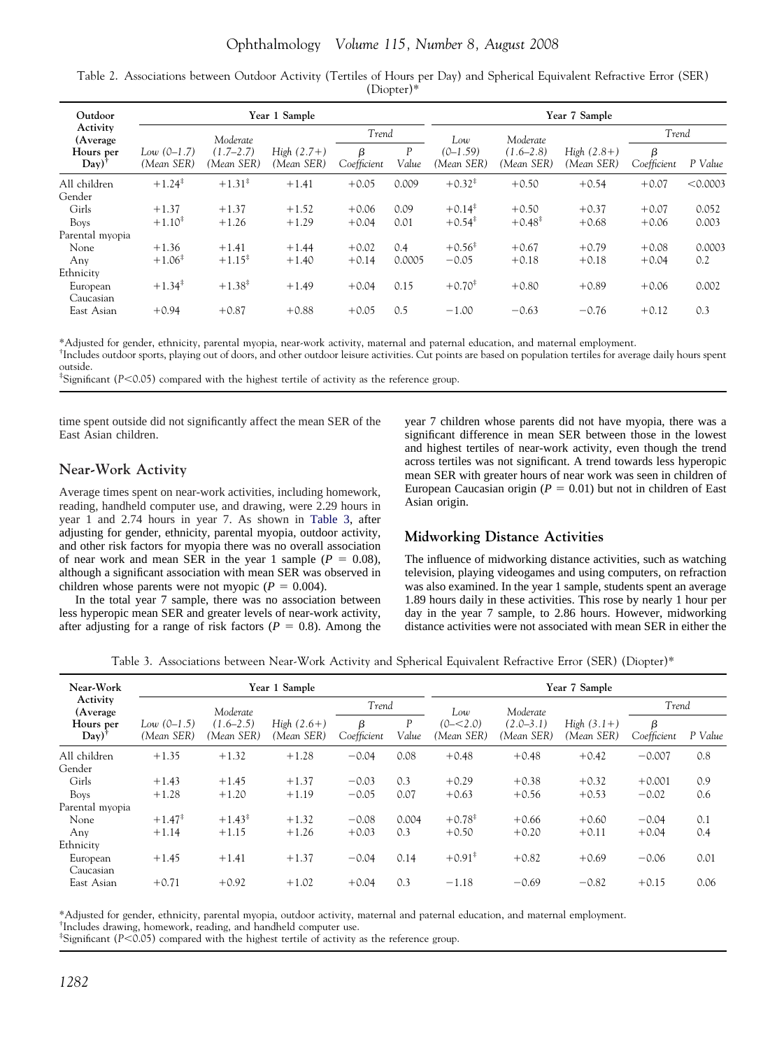Table 2. Associations between Outdoor Activity (Tertiles of Hours per Day) and Spherical Equivalent Refractive Error (SER) (Diopter)*

| Outdoor Activity (Average Hours per Day)† | Year 1 Sample | | | | | Year 7 Sample | | | | |
|---|---|---|---|---|---|---|---|---|---|---|
| | Low (0–1.7) (Mean SER) | Moderate (1.7–2.7) (Mean SER) | High (2.7+) (Mean SER) | Trend β Coefficient | Trend P Value | Low (0–1.59) (Mean SER) | Moderate (1.6–2.8) (Mean SER) | High (2.8+) (Mean SER) | Trend β Coefficient | Trend P Value |
| All children | +1.24‡ | +1.31‡ | +1.41 | +0.05 | 0.009 | +0.32‡ | +0.50 | +0.54 | +0.07 | <0.0003 |
| Gender | | | | | | | | | | |
| Girls | +1.37 | +1.37 | +1.52 | +0.06 | 0.09 | +0.14‡ | +0.50 | +0.37 | +0.07 | 0.052 |
| Boys | +1.10‡ | +1.26 | +1.29 | +0.04 | 0.01 | +0.54‡ | +0.48‡ | +0.68 | +0.06 | 0.003 |
| Parental myopia | | | | | | | | | | |
| None | +1.36 | +1.41 | +1.44 | +0.02 | 0.4 | +0.56‡ | +0.67 | +0.79 | +0.08 | 0.0003 |
| Any | +1.06‡ | +1.15‡ | +1.40 | +0.14 | 0.0005 | −0.05 | +0.18 | +0.18 | +0.04 | 0.2 |
| Ethnicity | | | | | | | | | | |
| European Caucasian | +1.34‡ | +1.38‡ | +1.49 | +0.04 | 0.15 | +0.70‡ | +0.80 | +0.89 | +0.06 | 0.002 |
| East Asian | +0.94 | +0.87 | +0.88 | +0.05 | 0.5 | −1.00 | −0.63 | −0.76 | +0.12 | 0.3 |

*Adjusted for gender, ethnicity, parental myopia, near-work activity, maternal and paternal education, and maternal employment.
†Includes outdoor sports, playing out of doors, and other outdoor leisure activities. Cut points are based on population tertiles for average daily hours spent outside.
‡Significant ($P<0.05$) compared with the highest tertile of activity as the reference group.

time spent outside did not significantly affect the mean SER of the East Asian children.

## Near-Work Activity

Average times spent on near-work activities, including homework, reading, handheld computer use, and drawing, were 2.29 hours in year 1 and 2.74 hours in year 7. As shown in Table 3, after adjusting for gender, ethnicity, parental myopia, outdoor activity, and other risk factors for myopia there was no overall association of near work and mean SER in the year 1 sample ($P = 0.08$), although a significant association with mean SER was observed in children whose parents were not myopic ($P = 0.004$).

In the total year 7 sample, there was no association between less hyperopic mean SER and greater levels of near-work activity, after adjusting for a range of risk factors ($P = 0.8$). Among the year 7 children whose parents did not have myopia, there was a significant difference in mean SER between those in the lowest and highest tertiles of near-work activity, even though the trend across tertiles was not significant. A trend towards less hyperopic mean SER with greater hours of near work was seen in children of European Caucasian origin ($P = 0.01$) but not in children of East Asian origin.

## Midworking Distance Activities

The influence of midworking distance activities, such as watching television, playing videogames and using computers, on refraction was also examined. In the year 1 sample, students spent an average 1.89 hours daily in these activities. This rose by nearly 1 hour per day in the year 7 sample, to 2.86 hours. However, midworking distance activities were not associated with mean SER in either the

Table 3. Associations between Near-Work Activity and Spherical Equivalent Refractive Error (SER) (Diopter)*

| Near-Work Activity (Average Hours per Day)† | Year 1 Sample | | | | | Year 7 Sample | | | | |
|---|---|---|---|---|---|---|---|---|---|---|
| | Low (0–1.5) (Mean SER) | Moderate (1.6–2.5) (Mean SER) | High (2.6+) (Mean SER) | Trend β Coefficient | Trend P Value | Low (0–<2.0) (Mean SER) | Moderate (2.0–3.1) (Mean SER) | High (3.1+) (Mean SER) | Trend β Coefficient | Trend P Value |
| All children | +1.35 | +1.32 | +1.28 | −0.04 | 0.08 | +0.48 | +0.48 | +0.42 | −0.007 | 0.8 |
| Gender | | | | | | | | | | |
| Girls | +1.43 | +1.45 | +1.37 | −0.03 | 0.3 | +0.29 | +0.38 | +0.32 | +0.001 | 0.9 |
| Boys | +1.28 | +1.20 | +1.19 | −0.05 | 0.07 | +0.63 | +0.56 | +0.53 | −0.02 | 0.6 |
| Parental myopia | | | | | | | | | | |
| None | +1.47‡ | +1.43‡ | +1.32 | −0.08 | 0.004 | +0.78‡ | +0.66 | +0.60 | −0.04 | 0.1 |
| Any | +1.14 | +1.15 | +1.26 | +0.03 | 0.3 | +0.50 | +0.20 | +0.11 | +0.04 | 0.4 |
| Ethnicity | | | | | | | | | | |
| European Caucasian | +1.45 | +1.41 | +1.37 | −0.04 | 0.14 | +0.91‡ | +0.82 | +0.69 | −0.06 | 0.01 |
| East Asian | +0.71 | +0.92 | +1.02 | +0.04 | 0.3 | −1.18 | −0.69 | −0.82 | +0.15 | 0.06 |

*Adjusted for gender, ethnicity, parental myopia, outdoor activity, maternal and paternal education, and maternal employment.
†Includes drawing, homework, reading, and handheld computer use.
‡Significant ($P<0.05$) compared with the highest tertile of activity as the reference group.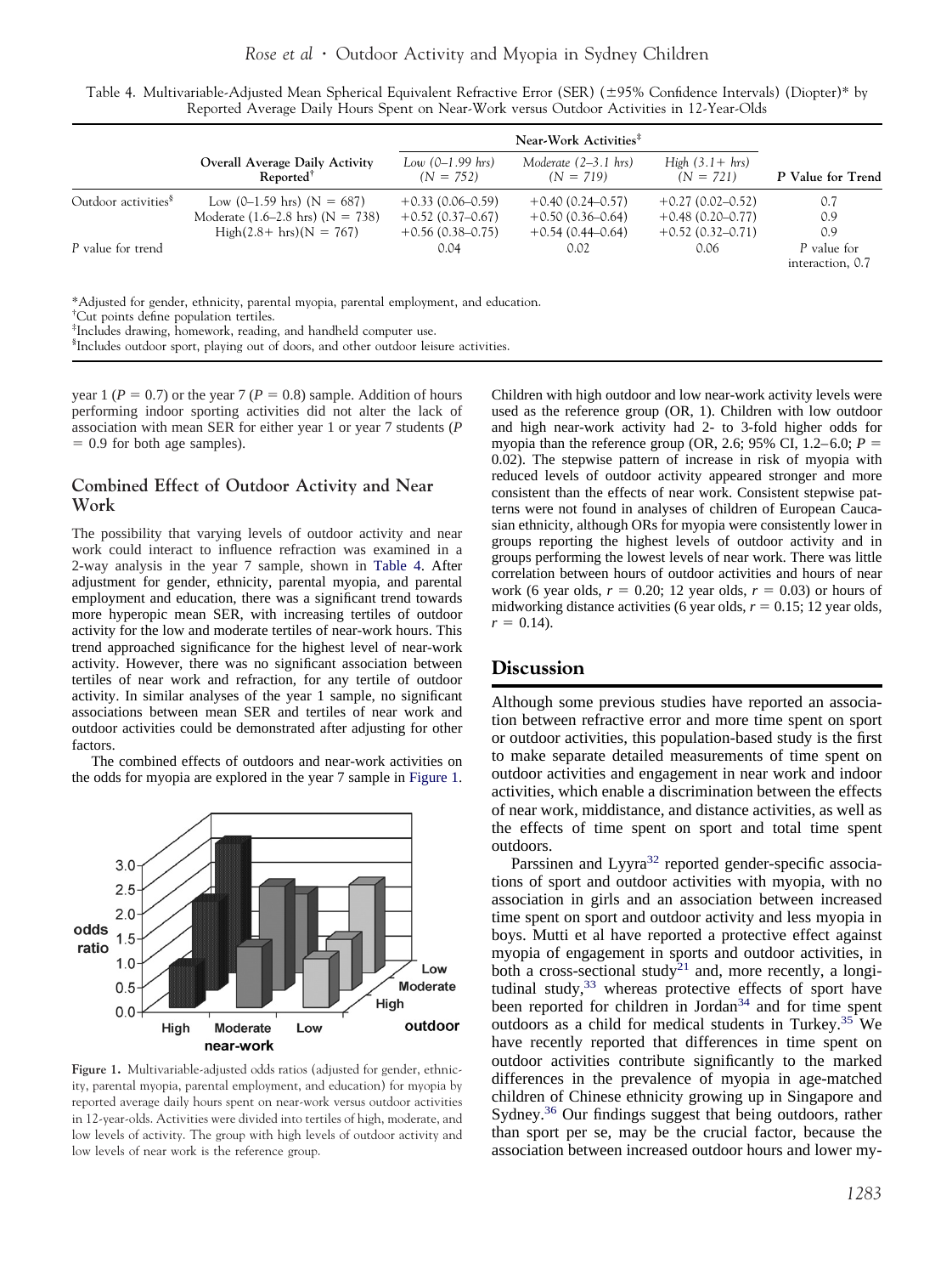Table 4. Multivariable-Adjusted Mean Spherical Equivalent Refractive Error (SER) (±95% Confidence Intervals) (Diopter)* by Reported Average Daily Hours Spent on Near-Work versus Outdoor Activities in 12-Year-Olds

| | Overall Average Daily Activity Reported† | Near-Work Activities‡ | | | P Value for Trend |
|---|---|---|---|---|---|
| | | *Low (0–1.99 hrs)* *(N = 752)* | *Moderate (2–3.1 hrs)* *(N = 719)* | *High (3.1+ hrs)* *(N = 721)* | |
| Outdoor activities§ | Low (0–1.59 hrs) (N = 687) | +0.33 (0.06–0.59) | +0.40 (0.24–0.57) | +0.27 (0.02–0.52) | 0.7 |
| | Moderate (1.6–2.8 hrs) (N = 738) | +0.52 (0.37–0.67) | +0.50 (0.36–0.64) | +0.48 (0.20–0.77) | 0.9 |
| | High(2.8+ hrs)(N = 767) | +0.56 (0.38–0.75) | +0.54 (0.44–0.64) | +0.52 (0.32–0.71) | 0.9 |
| *P* value for trend | | 0.04 | 0.02 | 0.06 | *P* value for interaction, 0.7 |

*Adjusted for gender, ethnicity, parental myopia, parental employment, and education.
†Cut points define population tertiles.
‡Includes drawing, homework, reading, and handheld computer use.
§Includes outdoor sport, playing out of doors, and other outdoor leisure activities.

year 1 ($P = 0.7$) or the year 7 ($P = 0.8$) sample. Addition of hours performing indoor sporting activities did not alter the lack of association with mean SER for either year 1 or year 7 students ($P = 0.9$ for both age samples).

### Combined Effect of Outdoor Activity and Near Work

The possibility that varying levels of outdoor activity and near work could interact to influence refraction was examined in a 2-way analysis in the year 7 sample, shown in Table 4. After adjustment for gender, ethnicity, parental myopia, and parental employment and education, there was a significant trend towards more hyperopic mean SER, with increasing tertiles of outdoor activity for the low and moderate tertiles of near-work hours. This trend approached significance for the highest level of near-work activity. However, there was no significant association between tertiles of near work and refraction, for any tertile of outdoor activity. In similar analyses of the year 1 sample, no significant associations between mean SER and tertiles of near work and outdoor activities could be demonstrated after adjusting for other factors.

The combined effects of outdoors and near-work activities on the odds for myopia are explored in the year 7 sample in Figure 1.

odds ratio
3.0
2.5
2.0
1.5
1.0
0.5
0.0
High
Moderate
Low
near-work
Low
Moderate
High
outdoor

**Figure 1.** Multivariable-adjusted odds ratios (adjusted for gender, ethnicity, parental myopia, parental employment, and education) for myopia by reported average daily hours spent on near-work versus outdoor activities in 12-year-olds. Activities were divided into tertiles of high, moderate, and low levels of activity. The group with high levels of outdoor activity and low levels of near work is the reference group.

Children with high outdoor and low near-work activity levels were used as the reference group (OR, 1). Children with low outdoor and high near-work activity had 2- to 3-fold higher odds for myopia than the reference group (OR, 2.6; 95% CI, 1.2–6.0; $P = 0.02$). The stepwise pattern of increase in risk of myopia with reduced levels of outdoor activity appeared stronger and more consistent than the effects of near work. Consistent stepwise patterns were not found in analyses of children of European Caucasian ethnicity, although ORs for myopia were consistently lower in groups reporting the highest levels of outdoor activity and in groups performing the lowest levels of near work. There was little correlation between hours of outdoor activities and hours of near work (6 year olds, $r = 0.20$; 12 year olds, $r = 0.03$) or hours of midworking distance activities (6 year olds, $r = 0.15$; 12 year olds, $r = 0.14$).

## Discussion

Although some previous studies have reported an association between refractive error and more time spent on sport or outdoor activities, this population-based study is the first to make separate detailed measurements of time spent on outdoor activities and engagement in near work and indoor activities, which enable a discrimination between the effects of near work, middistance, and distance activities, as well as the effects of time spent on sport and total time spent outdoors.

Parssinen and Lyyra[32] reported gender-specific associations of sport and outdoor activities with myopia, with no association in girls and an association between increased time spent on sport and outdoor activity and less myopia in boys. Mutti et al have reported a protective effect against myopia of engagement in sports and outdoor activities, in both a cross-sectional study[21] and, more recently, a longitudinal study,[33] whereas protective effects of sport have been reported for children in Jordan[34] and for time spent outdoors as a child for medical students in Turkey.[35] We have recently reported that differences in time spent on outdoor activities contribute significantly to the marked differences in the prevalence of myopia in age-matched children of Chinese ethnicity growing up in Singapore and Sydney.[36] Our findings suggest that being outdoors, rather than sport per se, may be the crucial factor, because the association between increased outdoor hours and lower my-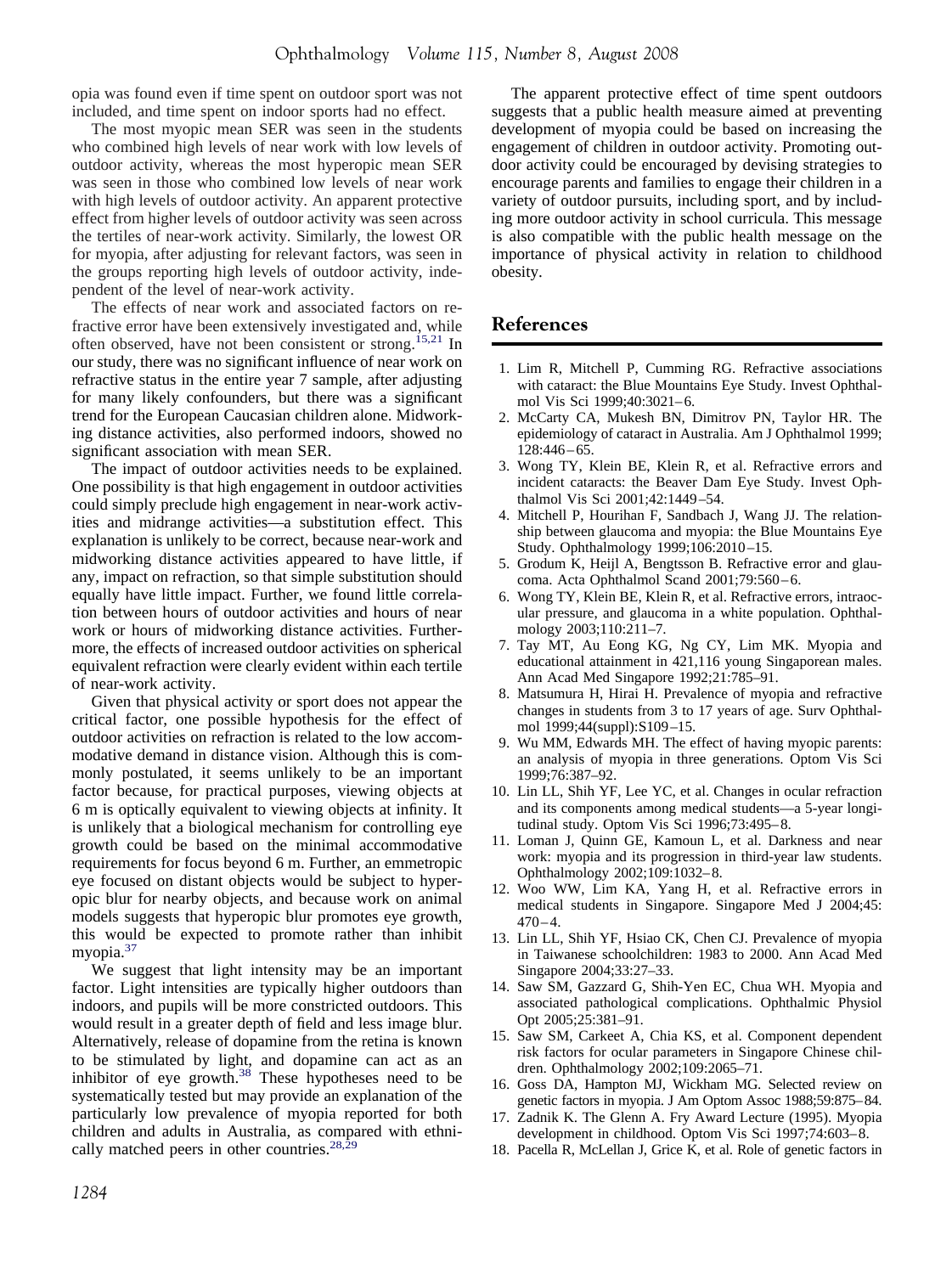opia was found even if time spent on outdoor sport was not included, and time spent on indoor sports had no effect.

The most myopic mean SER was seen in the students who combined high levels of near work with low levels of outdoor activity, whereas the most hyperopic mean SER was seen in those who combined low levels of near work with high levels of outdoor activity. An apparent protective effect from higher levels of outdoor activity was seen across the tertiles of near-work activity. Similarly, the lowest OR for myopia, after adjusting for relevant factors, was seen in the groups reporting high levels of outdoor activity, independent of the level of near-work activity.

The effects of near work and associated factors on refractive error have been extensively investigated and, while often observed, have not been consistent or strong.[15,21] In our study, there was no significant influence of near work on refractive status in the entire year 7 sample, after adjusting for many likely confounders, but there was a significant trend for the European Caucasian children alone. Midworking distance activities, also performed indoors, showed no significant association with mean SER.

The impact of outdoor activities needs to be explained. One possibility is that high engagement in outdoor activities could simply preclude high engagement in near-work activities and midrange activities—a substitution effect. This explanation is unlikely to be correct, because near-work and midworking distance activities appeared to have little, if any, impact on refraction, so that simple substitution should equally have little impact. Further, we found little correlation between hours of outdoor activities and hours of near work or hours of midworking distance activities. Furthermore, the effects of increased outdoor activities on spherical equivalent refraction were clearly evident within each tertile of near-work activity.

Given that physical activity or sport does not appear the critical factor, one possible hypothesis for the effect of outdoor activities on refraction is related to the low accommodative demand in distance vision. Although this is commonly postulated, it seems unlikely to be an important factor because, for practical purposes, viewing objects at 6 m is optically equivalent to viewing objects at infinity. It is unlikely that a biological mechanism for controlling eye growth could be based on the minimal accommodative requirements for focus beyond 6 m. Further, an emmetropic eye focused on distant objects would be subject to hyperopic blur for nearby objects, and because work on animal models suggests that hyperopic blur promotes eye growth, this would be expected to promote rather than inhibit myopia.[37]

We suggest that light intensity may be an important factor. Light intensities are typically higher outdoors than indoors, and pupils will be more constricted outdoors. This would result in a greater depth of field and less image blur. Alternatively, release of dopamine from the retina is known to be stimulated by light, and dopamine can act as an inhibitor of eye growth.[38] These hypotheses need to be systematically tested but may provide an explanation of the particularly low prevalence of myopia reported for both children and adults in Australia, as compared with ethnically matched peers in other countries.[28,29]

The apparent protective effect of time spent outdoors suggests that a public health measure aimed at preventing development of myopia could be based on increasing the engagement of children in outdoor activity. Promoting outdoor activity could be encouraged by devising strategies to encourage parents and families to engage their children in a variety of outdoor pursuits, including sport, and by including more outdoor activity in school curricula. This message is also compatible with the public health message on the importance of physical activity in relation to childhood obesity.

## References

1. Lim R, Mitchell P, Cumming RG. Refractive associations with cataract: the Blue Mountains Eye Study. Invest Ophthalmol Vis Sci 1999;40:3021–6.
2. McCarty CA, Mukesh BN, Dimitrov PN, Taylor HR. The epidemiology of cataract in Australia. Am J Ophthalmol 1999; 128:446–65.
3. Wong TY, Klein BE, Klein R, et al. Refractive errors and incident cataracts: the Beaver Dam Eye Study. Invest Ophthalmol Vis Sci 2001;42:1449–54.
4. Mitchell P, Hourihan F, Sandbach J, Wang JJ. The relationship between glaucoma and myopia: the Blue Mountains Eye Study. Ophthalmology 1999;106:2010–15.
5. Grodum K, Heijl A, Bengtsson B. Refractive error and glaucoma. Acta Ophthalmol Scand 2001;79:560–6.
6. Wong TY, Klein BE, Klein R, et al. Refractive errors, intraocular pressure, and glaucoma in a white population. Ophthalmology 2003;110:211–7.
7. Tay MT, Au Eong KG, Ng CY, Lim MK. Myopia and educational attainment in 421,116 young Singaporean males. Ann Acad Med Singapore 1992;21:785–91.
8. Matsumura H, Hirai H. Prevalence of myopia and refractive changes in students from 3 to 17 years of age. Surv Ophthalmol 1999;44(suppl):S109–15.
9. Wu MM, Edwards MH. The effect of having myopic parents: an analysis of myopia in three generations. Optom Vis Sci 1999;76:387–92.
10. Lin LL, Shih YF, Lee YC, et al. Changes in ocular refraction and its components among medical students—a 5-year longitudinal study. Optom Vis Sci 1996;73:495–8.
11. Loman J, Quinn GE, Kamoun L, et al. Darkness and near work: myopia and its progression in third-year law students. Ophthalmology 2002;109:1032–8.
12. Woo WW, Lim KA, Yang H, et al. Refractive errors in medical students in Singapore. Singapore Med J 2004;45: 470–4.
13. Lin LL, Shih YF, Hsiao CK, Chen CJ. Prevalence of myopia in Taiwanese schoolchildren: 1983 to 2000. Ann Acad Med Singapore 2004;33:27–33.
14. Saw SM, Gazzard G, Shih-Yen EC, Chua WH. Myopia and associated pathological complications. Ophthalmic Physiol Opt 2005;25:381–91.
15. Saw SM, Carkeet A, Chia KS, et al. Component dependent risk factors for ocular parameters in Singapore Chinese children. Ophthalmology 2002;109:2065–71.
16. Goss DA, Hampton MJ, Wickham MG. Selected review on genetic factors in myopia. J Am Optom Assoc 1988;59:875–84.
17. Zadnik K. The Glenn A. Fry Award Lecture (1995). Myopia development in childhood. Optom Vis Sci 1997;74:603–8.
18. Pacella R, McLellan J, Grice K, et al. Role of genetic factors in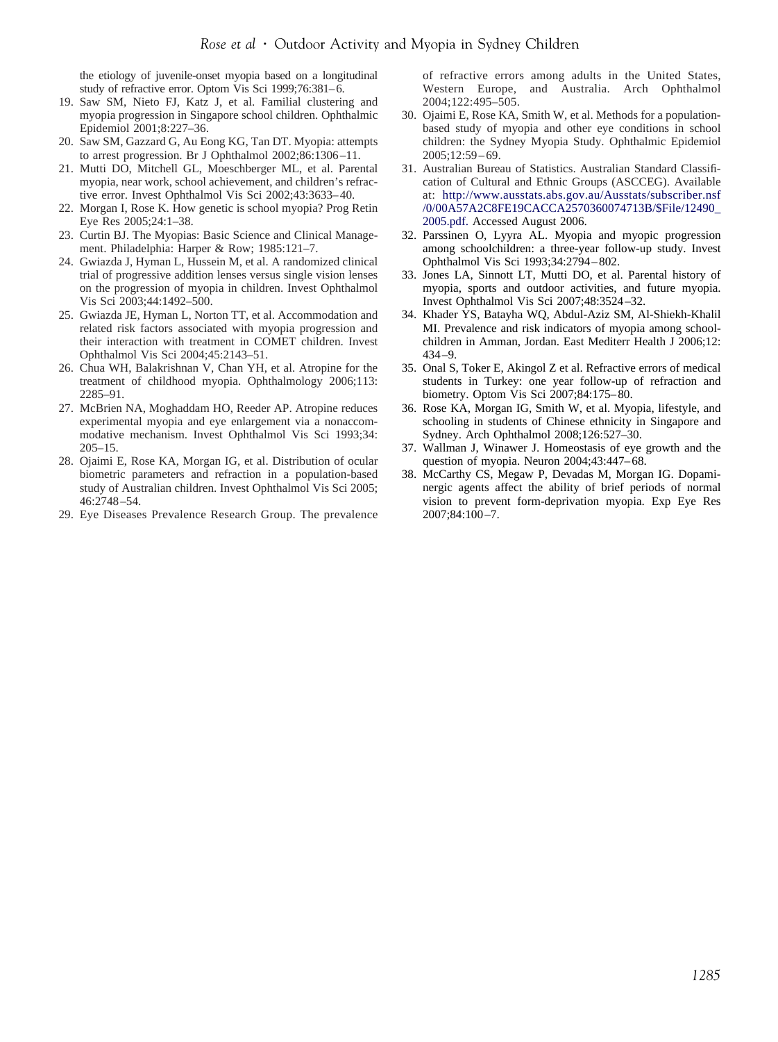the etiology of juvenile-onset myopia based on a longitudinal study of refractive error. Optom Vis Sci 1999;76:381–6.

19. Saw SM, Nieto FJ, Katz J, et al. Familial clustering and myopia progression in Singapore school children. Ophthalmic Epidemiol 2001;8:227–36.
20. Saw SM, Gazzard G, Au Eong KG, Tan DT. Myopia: attempts to arrest progression. Br J Ophthalmol 2002;86:1306–11.
21. Mutti DO, Mitchell GL, Moeschberger ML, et al. Parental myopia, near work, school achievement, and children's refractive error. Invest Ophthalmol Vis Sci 2002;43:3633–40.
22. Morgan I, Rose K. How genetic is school myopia? Prog Retin Eye Res 2005;24:1–38.
23. Curtin BJ. The Myopias: Basic Science and Clinical Management. Philadelphia: Harper & Row; 1985:121–7.
24. Gwiazda J, Hyman L, Hussein M, et al. A randomized clinical trial of progressive addition lenses versus single vision lenses on the progression of myopia in children. Invest Ophthalmol Vis Sci 2003;44:1492–500.
25. Gwiazda JE, Hyman L, Norton TT, et al. Accommodation and related risk factors associated with myopia progression and their interaction with treatment in COMET children. Invest Ophthalmol Vis Sci 2004;45:2143–51.
26. Chua WH, Balakrishnan V, Chan YH, et al. Atropine for the treatment of childhood myopia. Ophthalmology 2006;113:2285–91.
27. McBrien NA, Moghaddam HO, Reeder AP. Atropine reduces experimental myopia and eye enlargement via a nonaccommodative mechanism. Invest Ophthalmol Vis Sci 1993;34:205–15.
28. Ojaimi E, Rose KA, Morgan IG, et al. Distribution of ocular biometric parameters and refraction in a population-based study of Australian children. Invest Ophthalmol Vis Sci 2005;46:2748–54.
29. Eye Diseases Prevalence Research Group. The prevalence of refractive errors among adults in the United States, Western Europe, and Australia. Arch Ophthalmol 2004;122:495–505.
30. Ojaimi E, Rose KA, Smith W, et al. Methods for a population-based study of myopia and other eye conditions in school children: the Sydney Myopia Study. Ophthalmic Epidemiol 2005;12:59–69.
31. Australian Bureau of Statistics. Australian Standard Classification of Cultural and Ethnic Groups (ASCCEG). Available at: http://www.ausstats.abs.gov.au/Ausstats/subscriber.nsf/0/00A57A2C8FE19CACCA2570360074713B/$File/12490_2005.pdf. Accessed August 2006.
32. Parssinen O, Lyyra AL. Myopia and myopic progression among schoolchildren: a three-year follow-up study. Invest Ophthalmol Vis Sci 1993;34:2794–802.
33. Jones LA, Sinnott LT, Mutti DO, et al. Parental history of myopia, sports and outdoor activities, and future myopia. Invest Ophthalmol Vis Sci 2007;48:3524–32.
34. Khader YS, Batayha WQ, Abdul-Aziz SM, Al-Shiekh-Khalil MI. Prevalence and risk indicators of myopia among schoolchildren in Amman, Jordan. East Mediterr Health J 2006;12:434–9.
35. Onal S, Toker E, Akingol Z et al. Refractive errors of medical students in Turkey: one year follow-up of refraction and biometry. Optom Vis Sci 2007;84:175–80.
36. Rose KA, Morgan IG, Smith W, et al. Myopia, lifestyle, and schooling in students of Chinese ethnicity in Singapore and Sydney. Arch Ophthalmol 2008;126:527–30.
37. Wallman J, Winawer J. Homeostasis of eye growth and the question of myopia. Neuron 2004;43:447–68.
38. McCarthy CS, Megaw P, Devadas M, Morgan IG. Dopaminergic agents affect the ability of brief periods of normal vision to prevent form-deprivation myopia. Exp Eye Res 2007;84:100–7.